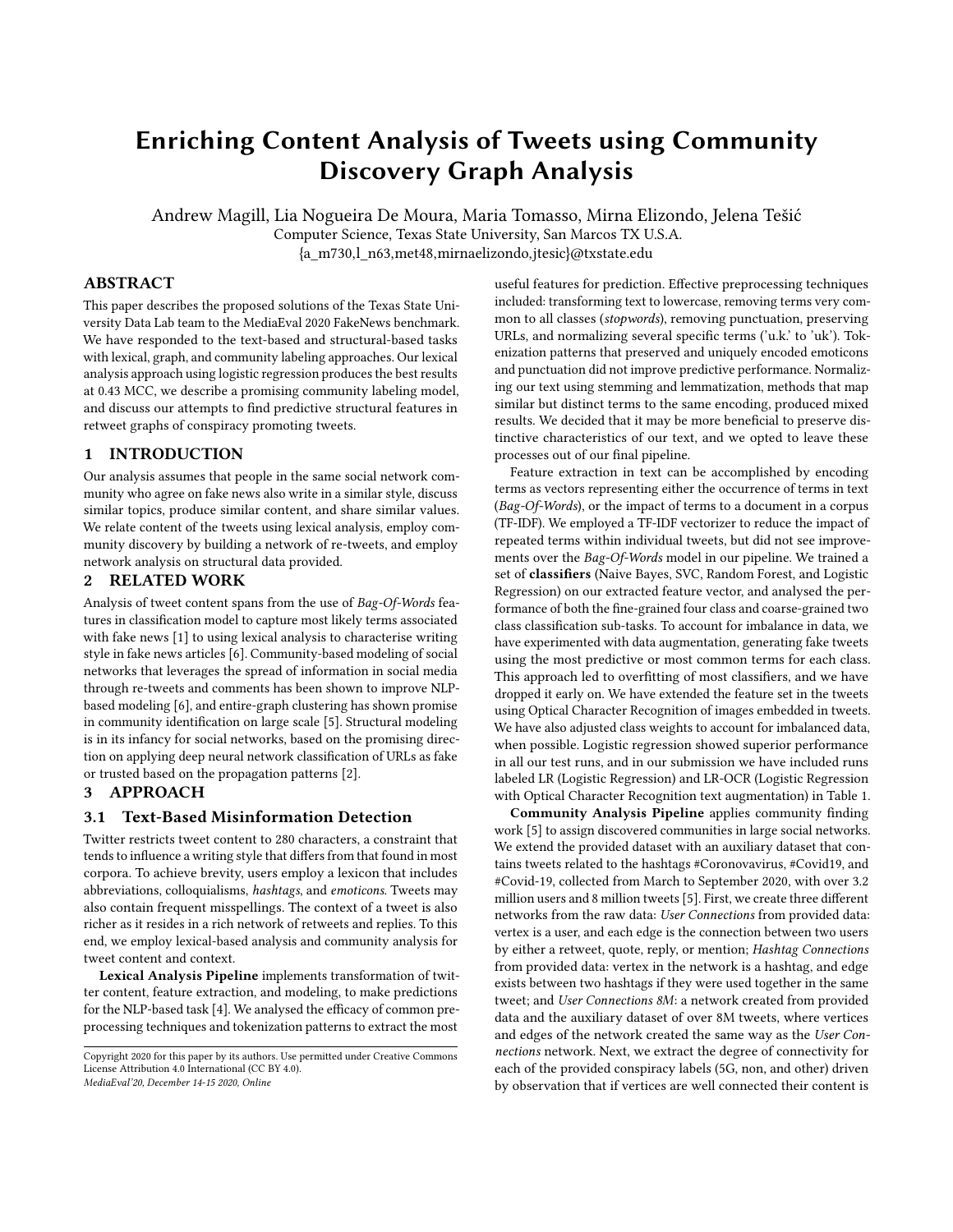# Enriching Content Analysis of Tweets using Community Discovery Graph Analysis

Andrew Magill, Lia Nogueira De Moura, Maria Tomasso, Mirna Elizondo, Jelena Tešić
Computer Science, Texas State University, San Marcos TX U.S.A.
{a_m730,l_n63,met48,mirnaelizondo,jtesic}@txstate.edu

## ABSTRACT

This paper describes the proposed solutions of the Texas State University Data Lab team to the MediaEval 2020 FakeNews benchmark. We have responded to the text-based and structural-based tasks with lexical, graph, and community labeling approaches. Our lexical analysis approach using logistic regression produces the best results at 0.43 MCC, we describe a promising community labeling model, and discuss our attempts to find predictive structural features in retweet graphs of conspiracy promoting tweets.

## 1 INTRODUCTION

Our analysis assumes that people in the same social network community who agree on fake news also write in a similar style, discuss similar topics, produce similar content, and share similar values. We relate content of the tweets using lexical analysis, employ community discovery by building a network of re-tweets, and employ network analysis on structural data provided.

## 2 RELATED WORK

Analysis of tweet content spans from the use of *Bag-Of-Words* features in classification model to capture most likely terms associated with fake news [1] to using lexical analysis to characterise writing style in fake news articles [6]. Community-based modeling of social networks that leverages the spread of information in social media through re-tweets and comments has been shown to improve NLP-based modeling [6], and entire-graph clustering has shown promise in community identification on large scale [5]. Structural modeling is in its infancy for social networks, based on the promising direction on applying deep neural network classification of URLs as fake or trusted based on the propagation patterns [2].

## 3 APPROACH

### 3.1 Text-Based Misinformation Detection

Twitter restricts tweet content to 280 characters, a constraint that tends to influence a writing style that differs from that found in most corpora. To achieve brevity, users employ a lexicon that includes abbreviations, colloquialisms, *hashtags*, and *emoticons*. Tweets may also contain frequent misspellings. The context of a tweet is also richer as it resides in a rich network of retweets and replies. To this end, we employ lexical-based analysis and community analysis for tweet content and context.

**Lexical Analysis Pipeline** implements transformation of twitter content, feature extraction, and modeling, to make predictions for the NLP-based task [4]. We analysed the efficacy of common preprocessing techniques and tokenization patterns to extract the most useful features for prediction. Effective preprocessing techniques included: transforming text to lowercase, removing terms very common to all classes (*stopwords*), removing punctuation, preserving URLs, and normalizing several specific terms ('u.k.' to 'uk'). Tokenization patterns that preserved and uniquely encoded emoticons and punctuation did not improve predictive performance. Normalizing our text using stemming and lemmatization, methods that map similar but distinct terms to the same encoding, produced mixed results. We decided that it may be more beneficial to preserve distinctive characteristics of our text, and we opted to leave these processes out of our final pipeline.

Feature extraction in text can be accomplished by encoding terms as vectors representing either the occurrence of terms in text (*Bag-Of-Words*), or the impact of terms to a document in a corpus (TF-IDF). We employed a TF-IDF vectorizer to reduce the impact of repeated terms within individual tweets, but did not see improvements over the *Bag-Of-Words* model in our pipeline. We trained a set of **classifiers** (Naive Bayes, SVC, Random Forest, and Logistic Regression) on our extracted feature vector, and analysed the performance of both the fine-grained four class and coarse-grained two class classification sub-tasks. To account for imbalance in data, we have experimented with data augmentation, generating fake tweets using the most predictive or most common terms for each class. This approach led to overfitting of most classifiers, and we have dropped it early on. We have extended the feature set in the tweets using Optical Character Recognition of images embedded in tweets. We have also adjusted class weights to account for imbalanced data, when possible. Logistic regression showed superior performance in all our test runs, and in our submission we have included runs labeled LR (Logistic Regression) and LR-OCR (Logistic Regression with Optical Character Recognition text augmentation) in Table 1.

**Community Analysis Pipeline** applies community finding work [5] to assign discovered communities in large social networks. We extend the provided dataset with an auxiliary dataset that contains tweets related to the hashtags #Coronovavirus, #Covid19, and #Covid-19, collected from March to September 2020, with over 3.2 million users and 8 million tweets [5]. First, we create three different networks from the raw data: *User Connections* from provided data: vertex is a user, and each edge is the connection between two users by either a retweet, quote, reply, or mention; *Hashtag Connections* from provided data: vertex in the network is a hashtag, and edge exists between two hashtags if they were used together in the same tweet; and *User Connections 8M*: a network created from provided data and the auxiliary dataset of over 8M tweets, where vertices and edges of the network created the same way as the *User Connections* network. Next, we extract the degree of connectivity for each of the provided conspiracy labels (5G, non, and other) driven by observation that if vertices are well connected their content is

Copyright 2020 for this paper by its authors. Use permitted under Creative Commons License Attribution 4.0 International (CC BY 4.0).
*MediaEval'20, December 14-15 2020, Online*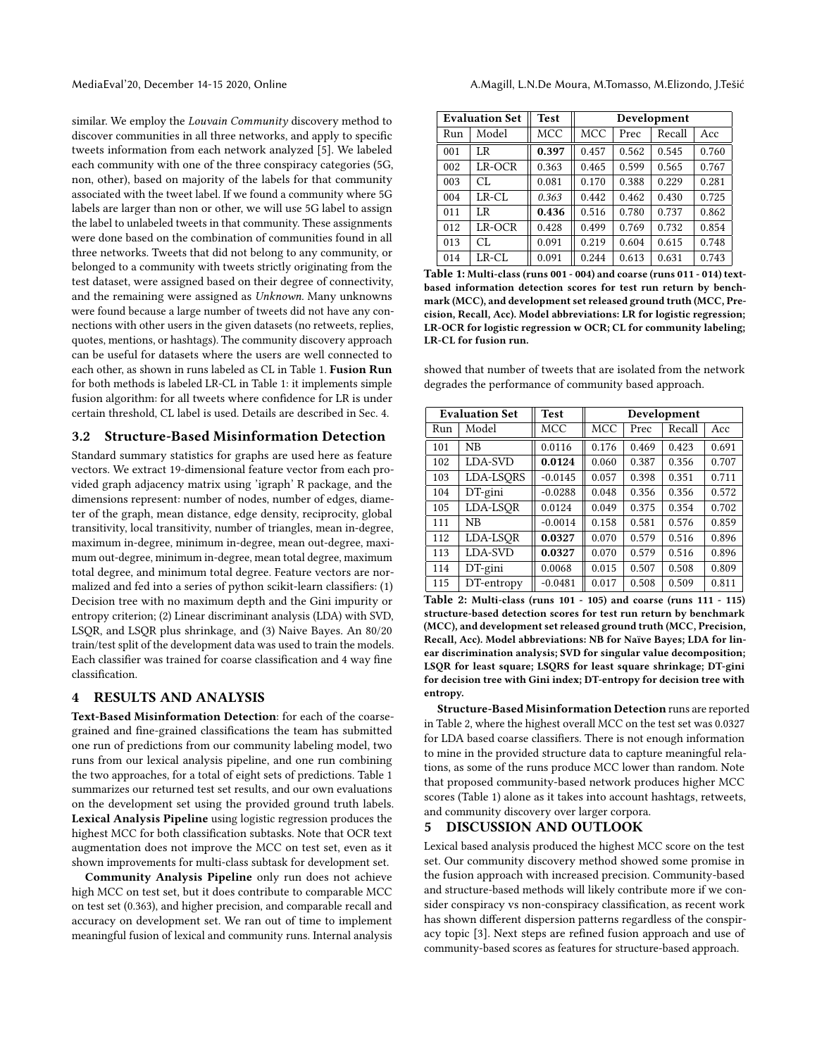similar. We employ the *Louvain Community* discovery method to discover communities in all three networks, and apply to specific tweets information from each network analyzed [5]. We labeled each community with one of the three conspiracy categories (5G, non, other), based on majority of the labels for that community associated with the tweet label. If we found a community where 5G labels are larger than non or other, we will use 5G label to assign the label to unlabeled tweets in that community. These assignments were done based on the combination of communities found in all three networks. Tweets that did not belong to any community, or belonged to a community with tweets strictly originating from the test dataset, were assigned based on their degree of connectivity, and the remaining were assigned as *Unknown*. Many unknowns were found because a large number of tweets did not have any connections with other users in the given datasets (no retweets, replies, quotes, mentions, or hashtags). The community discovery approach can be useful for datasets where the users are well connected to each other, as shown in runs labeled as CL in Table 1. **Fusion Run** for both methods is labeled LR-CL in Table 1: it implements simple fusion algorithm: for all tweets where confidence for LR is under certain threshold, CL label is used. Details are described in Sec. 4.

### 3.2 Structure-Based Misinformation Detection

Standard summary statistics for graphs are used here as feature vectors. We extract 19-dimensional feature vector from each provided graph adjacency matrix using 'igraph' R package, and the dimensions represent: number of nodes, number of edges, diameter of the graph, mean distance, edge density, reciprocity, global transitivity, local transitivity, number of triangles, mean in-degree, maximum in-degree, minimum in-degree, mean out-degree, maximum out-degree, minimum in-degree, mean total degree, maximum total degree, and minimum total degree. Feature vectors are normalized and fed into a series of python scikit-learn classifiers: (1) Decision tree with no maximum depth and the Gini impurity or entropy criterion; (2) Linear discriminant analysis (LDA) with SVD, LSQR, and LSQR plus shrinkage, and (3) Naive Bayes. An 80/20 train/test split of the development data was used to train the models. Each classifier was trained for coarse classification and 4 way fine classification.

## 4 RESULTS AND ANALYSIS

**Text-Based Misinformation Detection**: for each of the coarse-grained and fine-grained classifications the team has submitted one run of predictions from our community labeling model, two runs from our lexical analysis pipeline, and one run combining the two approaches, for a total of eight sets of predictions. Table 1 summarizes our returned test set results, and our own evaluations on the development set using the provided ground truth labels. **Lexical Analysis Pipeline** using logistic regression produces the highest MCC for both classification subtasks. Note that OCR text augmentation does not improve the MCC on test set, even as it shown improvements for multi-class subtask for development set.

**Community Analysis Pipeline** only run does not achieve high MCC on test set, but it does contribute to comparable MCC on test set (0.363), and higher precision, and comparable recall and accuracy on development set. We ran out of time to implement meaningful fusion of lexical and community runs. Internal analysis showed that number of tweets that are isolated from the network degrades the performance of community based approach.

| Evaluation Set | | Test | Development | | | |
|---|---|---|---|---|---|---|
| Run | Model | MCC | MCC | Prec | Recall | Acc |
| 001 | LR | **0.397** | 0.457 | 0.562 | 0.545 | 0.760 |
| 002 | LR-OCR | 0.363 | 0.465 | 0.599 | 0.565 | 0.767 |
| 003 | CL | 0.081 | 0.170 | 0.388 | 0.229 | 0.281 |
| 004 | LR-CL | *0.363* | 0.442 | 0.462 | 0.430 | 0.725 |
| 011 | LR | **0.436** | 0.516 | 0.780 | 0.737 | 0.862 |
| 012 | LR-OCR | 0.428 | 0.499 | 0.769 | 0.732 | 0.854 |
| 013 | CL | 0.091 | 0.219 | 0.604 | 0.615 | 0.748 |
| 014 | LR-CL | 0.091 | 0.244 | 0.613 | 0.631 | 0.743 |

**Table 1: Multi-class (runs 001 - 004) and coarse (runs 011 - 014) text-based information detection scores for test run return by benchmark (MCC), and development set released ground truth (MCC, Precision, Recall, Acc). Model abbreviations: LR for logistic regression; LR-OCR for logistic regression w OCR; CL for community labeling; LR-CL for fusion run.**

| Evaluation Set | | Test | Development | | | |
|---|---|---|---|---|---|---|
| Run | Model | MCC | MCC | Prec | Recall | Acc |
| 101 | NB | 0.0116 | 0.176 | 0.469 | 0.423 | 0.691 |
| 102 | LDA-SVD | **0.0124** | 0.060 | 0.387 | 0.356 | 0.707 |
| 103 | LDA-LSQRS | -0.0145 | 0.057 | 0.398 | 0.351 | 0.711 |
| 104 | DT-gini | -0.0288 | 0.048 | 0.356 | 0.356 | 0.572 |
| 105 | LDA-LSQR | 0.0124 | 0.049 | 0.375 | 0.354 | 0.702 |
| 111 | NB | -0.0014 | 0.158 | 0.581 | 0.576 | 0.859 |
| 112 | LDA-LSQR | **0.0327** | 0.070 | 0.579 | 0.516 | 0.896 |
| 113 | LDA-SVD | **0.0327** | 0.070 | 0.579 | 0.516 | 0.896 |
| 114 | DT-gini | 0.0068 | 0.015 | 0.507 | 0.508 | 0.809 |
| 115 | DT-entropy | -0.0481 | 0.017 | 0.508 | 0.509 | 0.811 |

**Table 2: Multi-class (runs 101 - 105) and coarse (runs 111 - 115) structure-based detection scores for test run return by benchmark (MCC), and development set released ground truth (MCC, Precision, Recall, Acc). Model abbreviations: NB for Naïve Bayes; LDA for linear discrimination analysis; SVD for singular value decomposition; LSQR for least square; LSQRS for least square shrinkage; DT-gini for decision tree with Gini index; DT-entropy for decision tree with entropy.**

**Structure-Based Misinformation Detection** runs are reported in Table 2, where the highest overall MCC on the test set was 0.0327 for LDA based coarse classifiers. There is not enough information to mine in the provided structure data to capture meaningful relations, as some of the runs produce MCC lower than random. Note that proposed community-based network produces higher MCC scores (Table 1) alone as it takes into account hashtags, retweets, and community discovery over larger corpora.

## 5 DISCUSSION AND OUTLOOK

Lexical based analysis produced the highest MCC score on the test set. Our community discovery method showed some promise in the fusion approach with increased precision. Community-based and structure-based methods will likely contribute more if we consider conspiracy vs non-conspiracy classification, as recent work has shown different dispersion patterns regardless of the conspiracy topic [3]. Next steps are refined fusion approach and use of community-based scores as features for structure-based approach.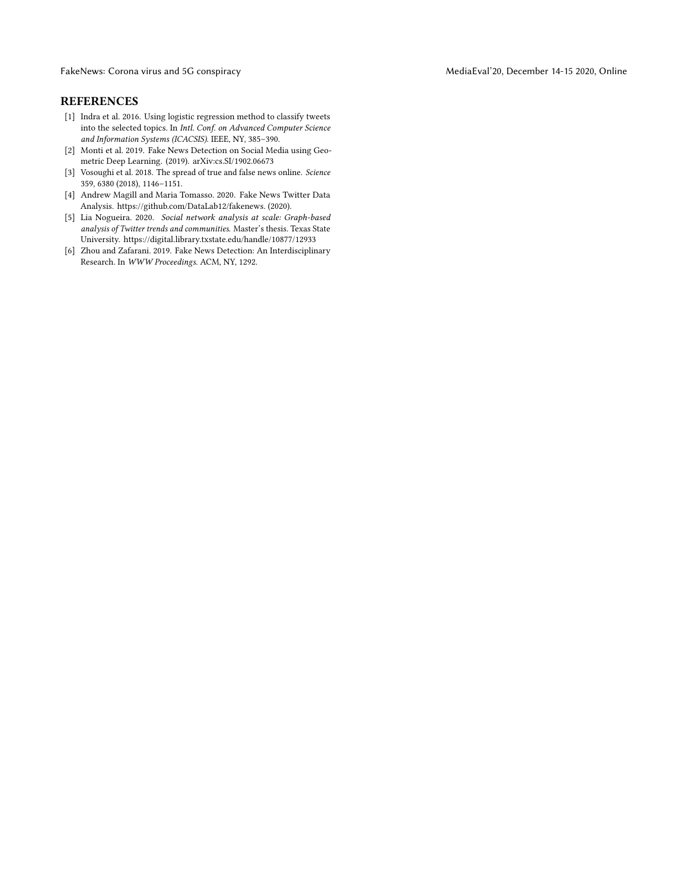## REFERENCES

[1] Indra et al. 2016. Using logistic regression method to classify tweets into the selected topics. In *Intl. Conf. on Advanced Computer Science and Information Systems (ICACSIS)*. IEEE, NY, 385–390.

[2] Monti et al. 2019. Fake News Detection on Social Media using Geometric Deep Learning. (2019). arXiv:cs.SI/1902.06673

[3] Vosoughi et al. 2018. The spread of true and false news online. *Science* 359, 6380 (2018), 1146–1151.

[4] Andrew Magill and Maria Tomasso. 2020. Fake News Twitter Data Analysis. https://github.com/DataLab12/fakenews. (2020).

[5] Lia Nogueira. 2020. *Social network analysis at scale: Graph-based analysis of Twitter trends and communities*. Master's thesis. Texas State University. https://digital.library.txstate.edu/handle/10877/12933

[6] Zhou and Zafarani. 2019. Fake News Detection: An Interdisciplinary Research. In *WWW Proceedings*. ACM, NY, 1292.